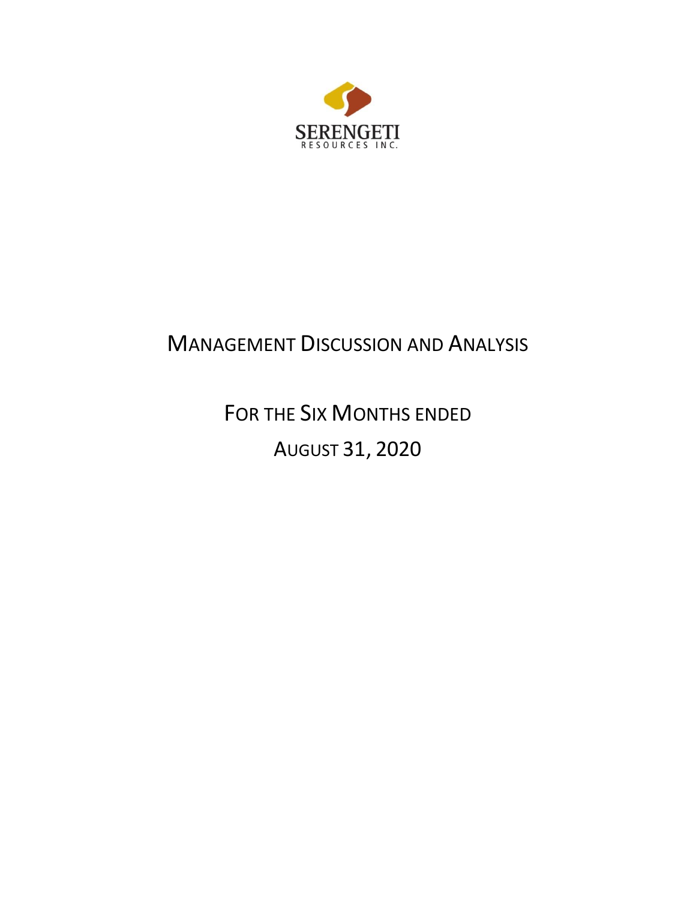SERENGETI
RESOURCES INC.

# MANAGEMENT DISCUSSION AND ANALYSIS

## FOR THE SIX MONTHS ENDED

## AUGUST 31, 2020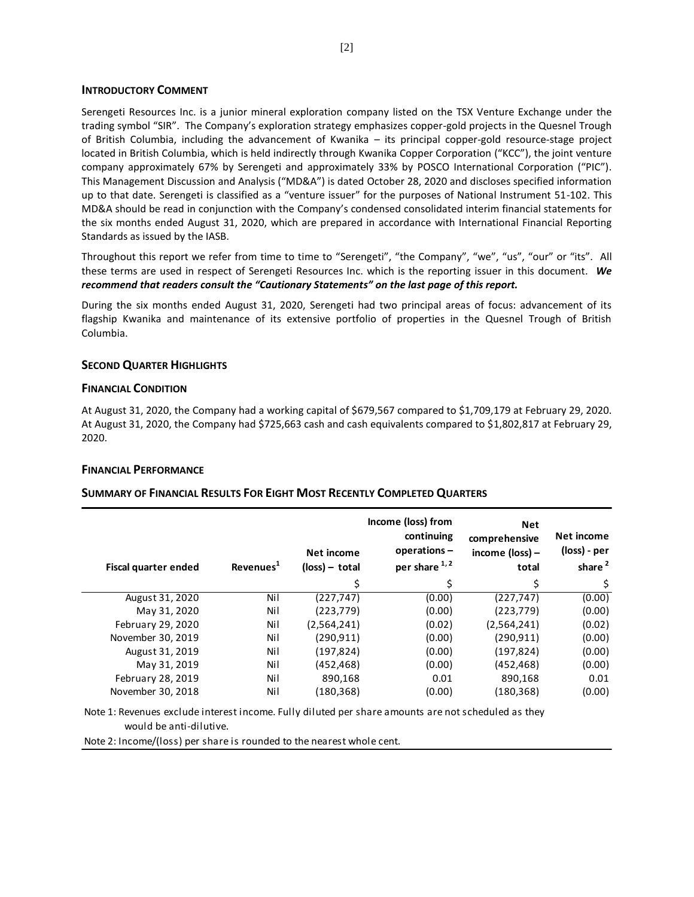## INTRODUCTORY COMMENT

Serengeti Resources Inc. is a junior mineral exploration company listed on the TSX Venture Exchange under the trading symbol "SIR". The Company's exploration strategy emphasizes copper-gold projects in the Quesnel Trough of British Columbia, including the advancement of Kwanika – its principal copper-gold resource-stage project located in British Columbia, which is held indirectly through Kwanika Copper Corporation ("KCC"), the joint venture company approximately 67% by Serengeti and approximately 33% by POSCO International Corporation ("PIC"). This Management Discussion and Analysis ("MD&A") is dated October 28, 2020 and discloses specified information up to that date. Serengeti is classified as a "venture issuer" for the purposes of National Instrument 51-102. This MD&A should be read in conjunction with the Company's condensed consolidated interim financial statements for the six months ended August 31, 2020, which are prepared in accordance with International Financial Reporting Standards as issued by the IASB.

Throughout this report we refer from time to time to "Serengeti", "the Company", "we", "us", "our" or "its". All these terms are used in respect of Serengeti Resources Inc. which is the reporting issuer in this document. ***We recommend that readers consult the "Cautionary Statements" on the last page of this report.***

During the six months ended August 31, 2020, Serengeti had two principal areas of focus: advancement of its flagship Kwanika and maintenance of its extensive portfolio of properties in the Quesnel Trough of British Columbia.

## SECOND QUARTER HIGHLIGHTS

### FINANCIAL CONDITION

At August 31, 2020, the Company had a working capital of $679,567 compared to $1,709,179 at February 29, 2020. At August 31, 2020, the Company had $725,663 cash and cash equivalents compared to $1,802,817 at February 29, 2020.

### FINANCIAL PERFORMANCE

### SUMMARY OF FINANCIAL RESULTS FOR EIGHT MOST RECENTLY COMPLETED QUARTERS

| Fiscal quarter ended | Revenues[1] | Net income (loss) – total | Income (loss) from continuing operations – per share [1, 2] | Net comprehensive income (loss) – total | Net income (loss) - per share [2] |
|---|---|---|---|---|---|
| | | $ | $ | $ | $ |
| August 31, 2020 | Nil | (227,747) | (0.00) | (227,747) | (0.00) |
| May 31, 2020 | Nil | (223,779) | (0.00) | (223,779) | (0.00) |
| February 29, 2020 | Nil | (2,564,241) | (0.02) | (2,564,241) | (0.02) |
| November 30, 2019 | Nil | (290,911) | (0.00) | (290,911) | (0.00) |
| August 31, 2019 | Nil | (197,824) | (0.00) | (197,824) | (0.00) |
| May 31, 2019 | Nil | (452,468) | (0.00) | (452,468) | (0.00) |
| February 28, 2019 | Nil | 890,168 | 0.01 | 890,168 | 0.01 |
| November 30, 2018 | Nil | (180,368) | (0.00) | (180,368) | (0.00) |

Note 1: Revenues exclude interest income. Fully diluted per share amounts are not scheduled as they would be anti-dilutive.

Note 2: Income/(loss) per share is rounded to the nearest whole cent.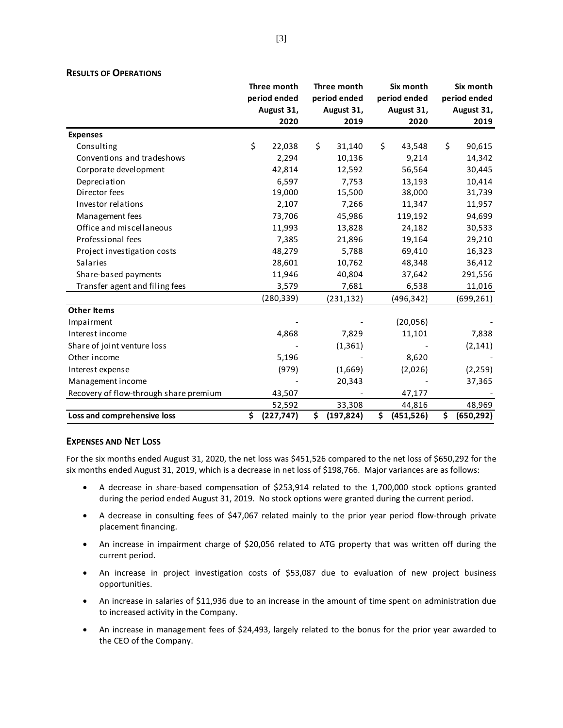## RESULTS OF OPERATIONS

| | Three month period ended August 31, 2020 | Three month period ended August 31, 2019 | Six month period ended August 31, 2020 | Six month period ended August 31, 2019 |
|---|---|---|---|---|
| **Expenses** | | | | |
| Consulting | $ 22,038 | $ 31,140 | $ 43,548 | $ 90,615 |
| Conventions and tradeshows | 2,294 | 10,136 | 9,214 | 14,342 |
| Corporate development | 42,814 | 12,592 | 56,564 | 30,445 |
| Depreciation | 6,597 | 7,753 | 13,193 | 10,414 |
| Director fees | 19,000 | 15,500 | 38,000 | 31,739 |
| Investor relations | 2,107 | 7,266 | 11,347 | 11,957 |
| Management fees | 73,706 | 45,986 | 119,192 | 94,699 |
| Office and miscellaneous | 11,993 | 13,828 | 24,182 | 30,533 |
| Professional fees | 7,385 | 21,896 | 19,164 | 29,210 |
| Project investigation costs | 48,279 | 5,788 | 69,410 | 16,323 |
| Salaries | 28,601 | 10,762 | 48,348 | 36,412 |
| Share-based payments | 11,946 | 40,804 | 37,642 | 291,556 |
| Transfer agent and filing fees | 3,579 | 7,681 | 6,538 | 11,016 |
| | (280,339) | (231,132) | (496,342) | (699,261) |
| **Other Items** | | | | |
| Impairment | - | - | (20,056) | - |
| Interest income | 4,868 | 7,829 | 11,101 | 7,838 |
| Share of joint venture loss | - | (1,361) | - | (2,141) |
| Other income | 5,196 | - | 8,620 | - |
| Interest expense | (979) | (1,669) | (2,026) | (2,259) |
| Management income | - | 20,343 | - | 37,365 |
| Recovery of flow-through share premium | 43,507 | - | 47,177 | - |
| | 52,592 | 33,308 | 44,816 | 48,969 |
| **Loss and comprehensive loss** | **$ (227,747)** | **$ (197,824)** | **$ (451,526)** | **$ (650,292)** |

## EXPENSES AND NET LOSS

For the six months ended August 31, 2020, the net loss was $451,526 compared to the net loss of $650,292 for the six months ended August 31, 2019, which is a decrease in net loss of $198,766. Major variances are as follows:

- A decrease in share-based compensation of $253,914 related to the 1,700,000 stock options granted during the period ended August 31, 2019. No stock options were granted during the current period.
- A decrease in consulting fees of $47,067 related mainly to the prior year period flow-through private placement financing.
- An increase in impairment charge of $20,056 related to ATG property that was written off during the current period.
- An increase in project investigation costs of $53,087 due to evaluation of new project business opportunities.
- An increase in salaries of $11,936 due to an increase in the amount of time spent on administration due to increased activity in the Company.
- An increase in management fees of $24,493, largely related to the bonus for the prior year awarded to the CEO of the Company.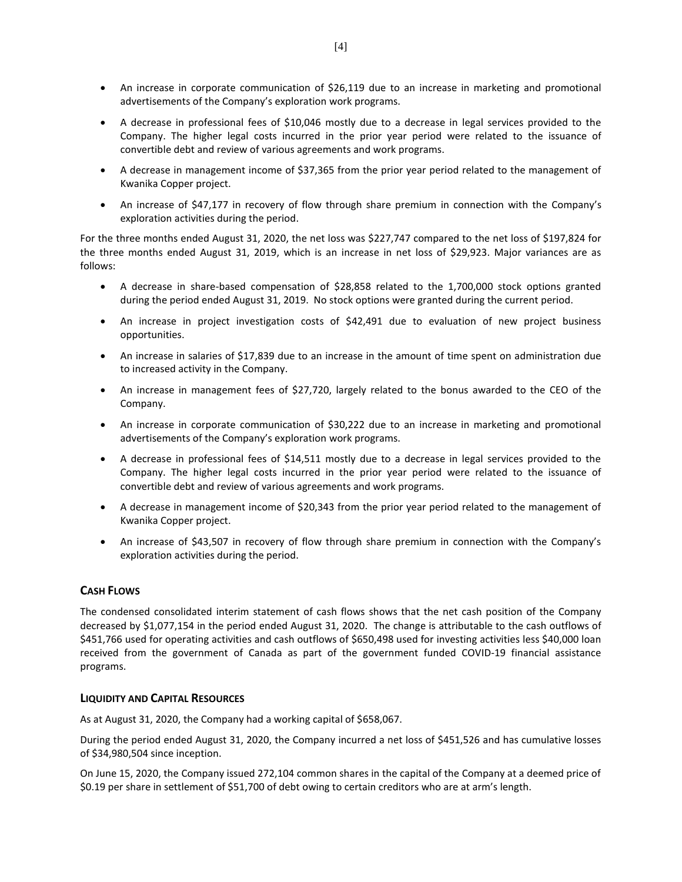- An increase in corporate communication of $26,119 due to an increase in marketing and promotional advertisements of the Company's exploration work programs.
- A decrease in professional fees of $10,046 mostly due to a decrease in legal services provided to the Company. The higher legal costs incurred in the prior year period were related to the issuance of convertible debt and review of various agreements and work programs.
- A decrease in management income of $37,365 from the prior year period related to the management of Kwanika Copper project.
- An increase of $47,177 in recovery of flow through share premium in connection with the Company's exploration activities during the period.

For the three months ended August 31, 2020, the net loss was $227,747 compared to the net loss of $197,824 for the three months ended August 31, 2019, which is an increase in net loss of $29,923. Major variances are as follows:

- A decrease in share-based compensation of $28,858 related to the 1,700,000 stock options granted during the period ended August 31, 2019. No stock options were granted during the current period.
- An increase in project investigation costs of $42,491 due to evaluation of new project business opportunities.
- An increase in salaries of $17,839 due to an increase in the amount of time spent on administration due to increased activity in the Company.
- An increase in management fees of $27,720, largely related to the bonus awarded to the CEO of the Company.
- An increase in corporate communication of $30,222 due to an increase in marketing and promotional advertisements of the Company's exploration work programs.
- A decrease in professional fees of $14,511 mostly due to a decrease in legal services provided to the Company. The higher legal costs incurred in the prior year period were related to the issuance of convertible debt and review of various agreements and work programs.
- A decrease in management income of $20,343 from the prior year period related to the management of Kwanika Copper project.
- An increase of $43,507 in recovery of flow through share premium in connection with the Company's exploration activities during the period.

## CASH FLOWS

The condensed consolidated interim statement of cash flows shows that the net cash position of the Company decreased by $1,077,154 in the period ended August 31, 2020. The change is attributable to the cash outflows of $451,766 used for operating activities and cash outflows of $650,498 used for investing activities less $40,000 loan received from the government of Canada as part of the government funded COVID-19 financial assistance programs.

## LIQUIDITY AND CAPITAL RESOURCES

As at August 31, 2020, the Company had a working capital of $658,067.

During the period ended August 31, 2020, the Company incurred a net loss of $451,526 and has cumulative losses of $34,980,504 since inception.

On June 15, 2020, the Company issued 272,104 common shares in the capital of the Company at a deemed price of $0.19 per share in settlement of $51,700 of debt owing to certain creditors who are at arm's length.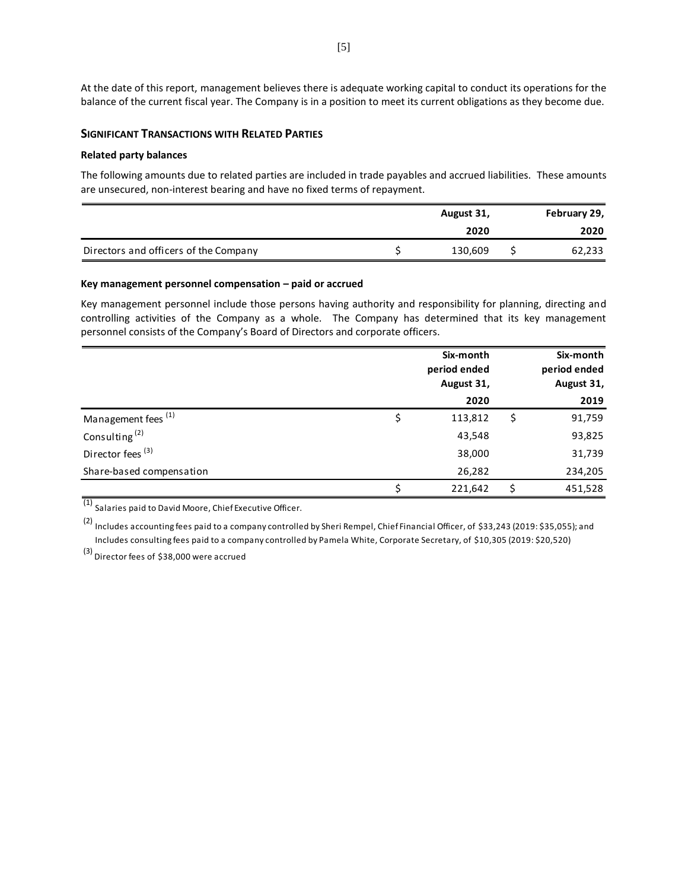At the date of this report, management believes there is adequate working capital to conduct its operations for the balance of the current fiscal year. The Company is in a position to meet its current obligations as they become due.

## SIGNIFICANT TRANSACTIONS WITH RELATED PARTIES

### Related party balances

The following amounts due to related parties are included in trade payables and accrued liabilities. These amounts are unsecured, non-interest bearing and have no fixed terms of repayment.

| | August 31, 2020 | February 29, 2020 |
|---|---|---|
| Directors and officers of the Company | $ 130,609 | $ 62,233 |

### Key management personnel compensation – paid or accrued

Key management personnel include those persons having authority and responsibility for planning, directing and controlling activities of the Company as a whole. The Company has determined that its key management personnel consists of the Company's Board of Directors and corporate officers.

| | Six-month period ended August 31, 2020 | Six-month period ended August 31, 2019 |
|---|---|---|
| Management fees [(1)] | $ 113,812 | $ 91,759 |
| Consulting [(2)] | 43,548 | 93,825 |
| Director fees [(3)] | 38,000 | 31,739 |
| Share-based compensation | 26,282 | 234,205 |
| | $ 221,642 | $ 451,528 |

[(1)] Salaries paid to David Moore, Chief Executive Officer.

[(2)] Includes accounting fees paid to a company controlled by Sheri Rempel, Chief Financial Officer, of $33,243 (2019: $35,055); and Includes consulting fees paid to a company controlled by Pamela White, Corporate Secretary, of $10,305 (2019: $20,520)

[(3)] Director fees of $38,000 were accrued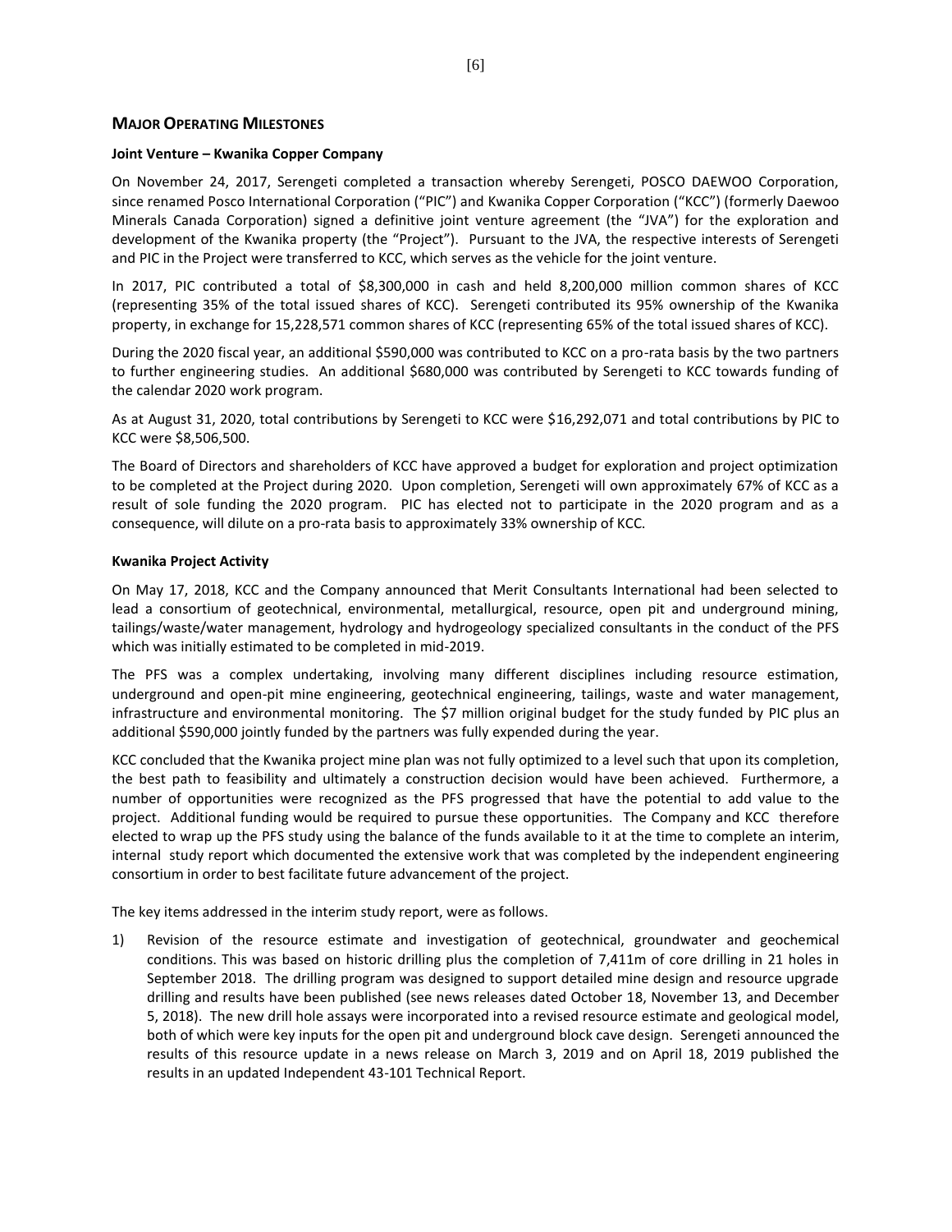## MAJOR OPERATING MILESTONES

**Joint Venture – Kwanika Copper Company**

On November 24, 2017, Serengeti completed a transaction whereby Serengeti, POSCO DAEWOO Corporation, since renamed Posco International Corporation ("PIC") and Kwanika Copper Corporation ("KCC") (formerly Daewoo Minerals Canada Corporation) signed a definitive joint venture agreement (the "JVA") for the exploration and development of the Kwanika property (the "Project"). Pursuant to the JVA, the respective interests of Serengeti and PIC in the Project were transferred to KCC, which serves as the vehicle for the joint venture.

In 2017, PIC contributed a total of $8,300,000 in cash and held 8,200,000 million common shares of KCC (representing 35% of the total issued shares of KCC). Serengeti contributed its 95% ownership of the Kwanika property, in exchange for 15,228,571 common shares of KCC (representing 65% of the total issued shares of KCC).

During the 2020 fiscal year, an additional $590,000 was contributed to KCC on a pro-rata basis by the two partners to further engineering studies. An additional $680,000 was contributed by Serengeti to KCC towards funding of the calendar 2020 work program.

As at August 31, 2020, total contributions by Serengeti to KCC were $16,292,071 and total contributions by PIC to KCC were $8,506,500.

The Board of Directors and shareholders of KCC have approved a budget for exploration and project optimization to be completed at the Project during 2020. Upon completion, Serengeti will own approximately 67% of KCC as a result of sole funding the 2020 program. PIC has elected not to participate in the 2020 program and as a consequence, will dilute on a pro-rata basis to approximately 33% ownership of KCC.

**Kwanika Project Activity**

On May 17, 2018, KCC and the Company announced that Merit Consultants International had been selected to lead a consortium of geotechnical, environmental, metallurgical, resource, open pit and underground mining, tailings/waste/water management, hydrology and hydrogeology specialized consultants in the conduct of the PFS which was initially estimated to be completed in mid-2019.

The PFS was a complex undertaking, involving many different disciplines including resource estimation, underground and open-pit mine engineering, geotechnical engineering, tailings, waste and water management, infrastructure and environmental monitoring. The $7 million original budget for the study funded by PIC plus an additional $590,000 jointly funded by the partners was fully expended during the year.

KCC concluded that the Kwanika project mine plan was not fully optimized to a level such that upon its completion, the best path to feasibility and ultimately a construction decision would have been achieved. Furthermore, a number of opportunities were recognized as the PFS progressed that have the potential to add value to the project. Additional funding would be required to pursue these opportunities. The Company and KCC therefore elected to wrap up the PFS study using the balance of the funds available to it at the time to complete an interim, internal study report which documented the extensive work that was completed by the independent engineering consortium in order to best facilitate future advancement of the project.

The key items addressed in the interim study report, were as follows.

1) Revision of the resource estimate and investigation of geotechnical, groundwater and geochemical conditions. This was based on historic drilling plus the completion of 7,411m of core drilling in 21 holes in September 2018. The drilling program was designed to support detailed mine design and resource upgrade drilling and results have been published (see news releases dated October 18, November 13, and December 5, 2018). The new drill hole assays were incorporated into a revised resource estimate and geological model, both of which were key inputs for the open pit and underground block cave design. Serengeti announced the results of this resource update in a news release on March 3, 2019 and on April 18, 2019 published the results in an updated Independent 43-101 Technical Report.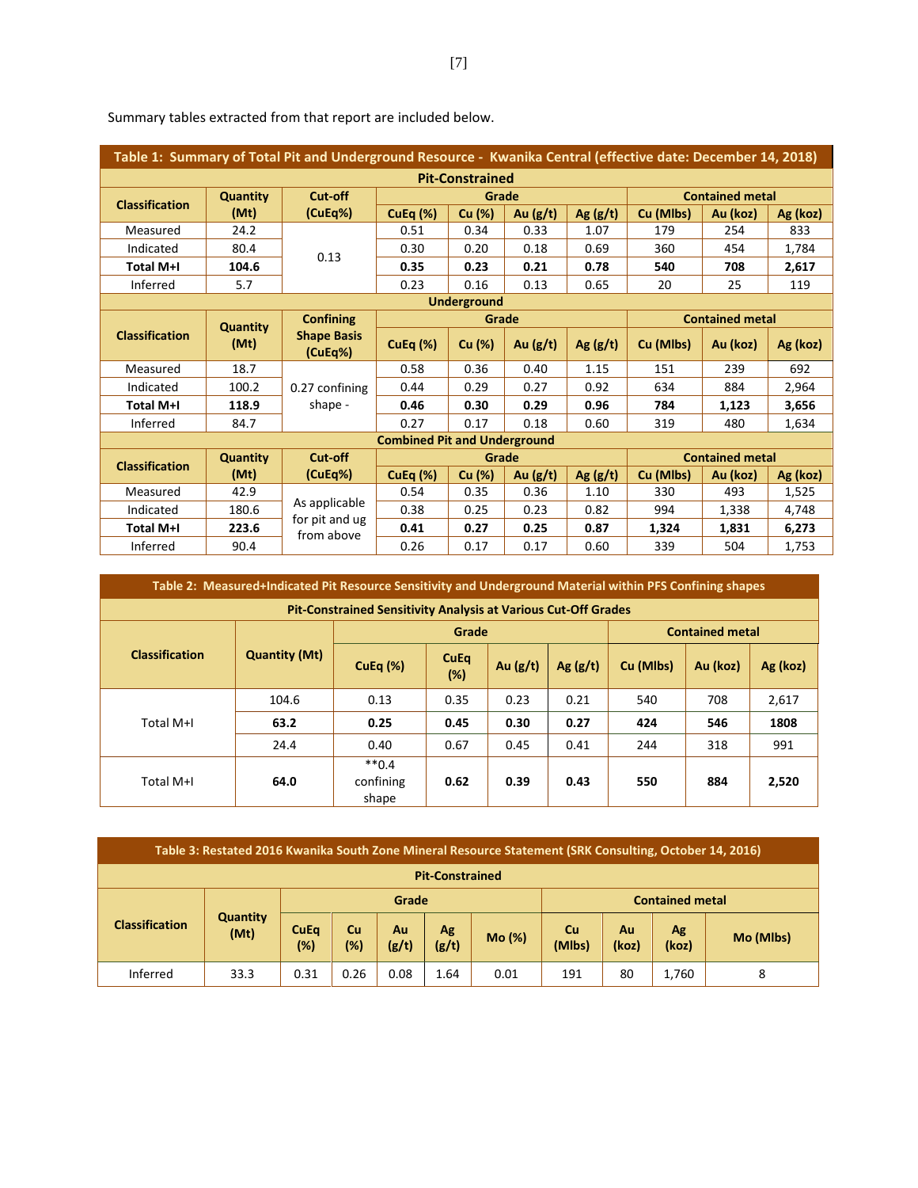Summary tables extracted from that report are included below.

| Table 1: Summary of Total Pit and Underground Resource - Kwanika Central (effective date: December 14, 2018) | | | | | | | | | |
|---|---|---|---|---|---|---|---|---|---|
| **Pit-Constrained** | | | | | | | | | |
| **Classification** | **Quantity (Mt)** | **Cut-off (CuEq%)** | **Grade** | | | | **Contained metal** | | |
| | | | **CuEq (%)** | **Cu (%)** | **Au (g/t)** | **Ag (g/t)** | **Cu (Mlbs)** | **Au (koz)** | **Ag (koz)** |
| Measured | 24.2 | 0.13 | 0.51 | 0.34 | 0.33 | 1.07 | 179 | 254 | 833 |
| Indicated | 80.4 | | 0.30 | 0.20 | 0.18 | 0.69 | 360 | 454 | 1,784 |
| **Total M+I** | **104.6** | | **0.35** | **0.23** | **0.21** | **0.78** | **540** | **708** | **2,617** |
| Inferred | 5.7 | | 0.23 | 0.16 | 0.13 | 0.65 | 20 | 25 | 119 |
| **Underground** | | | | | | | | | |
| **Classification** | **Quantity (Mt)** | **Confining Shape Basis (CuEq%)** | **Grade** | | | | **Contained metal** | | |
| | | | **CuEq (%)** | **Cu (%)** | **Au (g/t)** | **Ag (g/t)** | **Cu (Mlbs)** | **Au (koz)** | **Ag (koz)** |
| Measured | 18.7 | 0.27 confining shape - | 0.58 | 0.36 | 0.40 | 1.15 | 151 | 239 | 692 |
| Indicated | 100.2 | | 0.44 | 0.29 | 0.27 | 0.92 | 634 | 884 | 2,964 |
| **Total M+I** | **118.9** | | **0.46** | **0.30** | **0.29** | **0.96** | **784** | **1,123** | **3,656** |
| Inferred | 84.7 | | 0.27 | 0.17 | 0.18 | 0.60 | 319 | 480 | 1,634 |
| **Combined Pit and Underground** | | | | | | | | | |
| **Classification** | **Quantity (Mt)** | **Cut-off (CuEq%)** | **Grade** | | | | **Contained metal** | | |
| | | | **CuEq (%)** | **Cu (%)** | **Au (g/t)** | **Ag (g/t)** | **Cu (Mlbs)** | **Au (koz)** | **Ag (koz)** |
| Measured | 42.9 | As applicable for pit and ug from above | 0.54 | 0.35 | 0.36 | 1.10 | 330 | 493 | 1,525 |
| Indicated | 180.6 | | 0.38 | 0.25 | 0.23 | 0.82 | 994 | 1,338 | 4,748 |
| **Total M+I** | **223.6** | | **0.41** | **0.27** | **0.25** | **0.87** | **1,324** | **1,831** | **6,273** |
| Inferred | 90.4 | | 0.26 | 0.17 | 0.17 | 0.60 | 339 | 504 | 1,753 |

| Table 2: Measured+Indicated Pit Resource Sensitivity and Underground Material within PFS Confining shapes | | | | | | | | |
|---|---|---|---|---|---|---|---|---|
| **Pit-Constrained Sensitivity Analysis at Various Cut-Off Grades** | | | | | | | | |
| **Classification** | **Quantity (Mt)** | **Grade** | | | | **Contained metal** | | |
| | | **CuEq (%)** | **CuEq (%)** | **Au (g/t)** | **Ag (g/t)** | **Cu (Mlbs)** | **Au (koz)** | **Ag (koz)** |
| Total M+I | 104.6 | 0.13 | 0.35 | 0.23 | 0.21 | 540 | 708 | 2,617 |
| | **63.2** | **0.25** | **0.45** | **0.30** | **0.27** | **424** | **546** | **1808** |
| | 24.4 | 0.40 | 0.67 | 0.45 | 0.41 | 244 | 318 | 991 |
| Total M+I | **64.0** | **0.4 confining shape | **0.62** | **0.39** | **0.43** | **550** | **884** | **2,520** |

| Table 3: Restated 2016 Kwanika South Zone Mineral Resource Statement (SRK Consulting, October 14, 2016) | | | | | | | | | | |
|---|---|---|---|---|---|---|---|---|---|---|
| **Pit-Constrained** | | | | | | | | | | |
| **Classification** | **Quantity (Mt)** | **Grade** | | | | | **Contained metal** | | | |
| | | **CuEq (%)** | **Cu (%)** | **Au (g/t)** | **Ag (g/t)** | **Mo (%)** | **Cu (Mlbs)** | **Au (koz)** | **Ag (koz)** | **Mo (Mlbs)** |
| Inferred | 33.3 | 0.31 | 0.26 | 0.08 | 1.64 | 0.01 | 191 | 80 | 1,760 | 8 |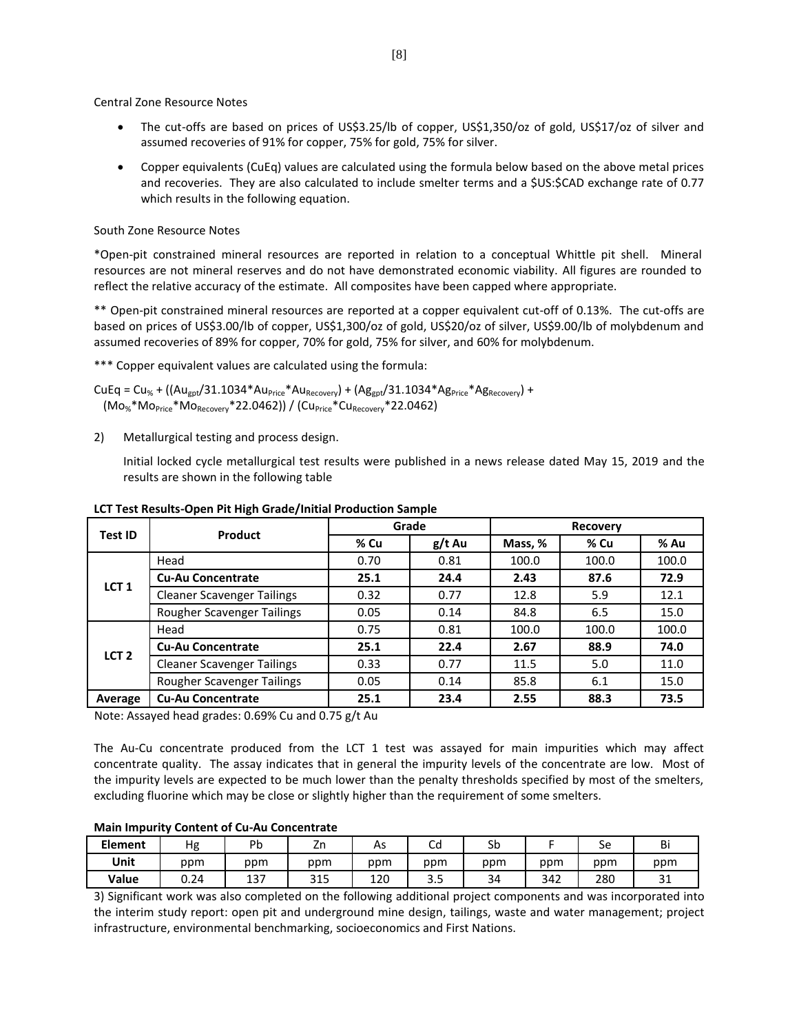Central Zone Resource Notes

- The cut-offs are based on prices of US$3.25/lb of copper, US$1,350/oz of gold, US$17/oz of silver and assumed recoveries of 91% for copper, 75% for gold, 75% for silver.
- Copper equivalents (CuEq) values are calculated using the formula below based on the above metal prices and recoveries. They are also calculated to include smelter terms and a $US:$CAD exchange rate of 0.77 which results in the following equation.

South Zone Resource Notes

*Open-pit constrained mineral resources are reported in relation to a conceptual Whittle pit shell. Mineral resources are not mineral reserves and do not have demonstrated economic viability. All figures are rounded to reflect the relative accuracy of the estimate. All composites have been capped where appropriate.

** Open-pit constrained mineral resources are reported at a copper equivalent cut-off of 0.13%. The cut-offs are based on prices of US$3.00/lb of copper, US$1,300/oz of gold, US$20/oz of silver, US$9.00/lb of molybdenum and assumed recoveries of 89% for copper, 70% for gold, 75% for silver, and 60% for molybdenum.

*** Copper equivalent values are calculated using the formula:

$$CuEq = Cu_{\%} + ((Au_{gpt}/31.1034*Au_{Price}*Au_{Recovery}) + (Ag_{gpt}/31.1034*Ag_{Price}*Ag_{Recovery}) + (Mo_{\%}*Mo_{Price}*Mo_{Recovery}*22.0462)) / (Cu_{Price}*Cu_{Recovery}*22.0462)$$

2) Metallurgical testing and process design.

Initial locked cycle metallurgical test results were published in a news release dated May 15, 2019 and the results are shown in the following table

**LCT Test Results-Open Pit High Grade/Initial Production Sample**

| Test ID | Product | Grade | | Recovery | | |
|---|---|---|---|---|---|---|
| | | % Cu | g/t Au | Mass, % | % Cu | % Au |
| LCT 1 | Head | 0.70 | 0.81 | 100.0 | 100.0 | 100.0 |
| | **Cu-Au Concentrate** | **25.1** | **24.4** | **2.43** | **87.6** | **72.9** |
| | Cleaner Scavenger Tailings | 0.32 | 0.77 | 12.8 | 5.9 | 12.1 |
| | Rougher Scavenger Tailings | 0.05 | 0.14 | 84.8 | 6.5 | 15.0 |
| LCT 2 | Head | 0.75 | 0.81 | 100.0 | 100.0 | 100.0 |
| | **Cu-Au Concentrate** | **25.1** | **22.4** | **2.67** | **88.9** | **74.0** |
| | Cleaner Scavenger Tailings | 0.33 | 0.77 | 11.5 | 5.0 | 11.0 |
| | Rougher Scavenger Tailings | 0.05 | 0.14 | 85.8 | 6.1 | 15.0 |
| **Average** | **Cu-Au Concentrate** | **25.1** | **23.4** | **2.55** | **88.3** | **73.5** |

Note: Assayed head grades: 0.69% Cu and 0.75 g/t Au

The Au-Cu concentrate produced from the LCT 1 test was assayed for main impurities which may affect concentrate quality. The assay indicates that in general the impurity levels of the concentrate are low. Most of the impurity levels are expected to be much lower than the penalty thresholds specified by most of the smelters, excluding fluorine which may be close or slightly higher than the requirement of some smelters.

**Main Impurity Content of Cu-Au Concentrate**

| Element | Hg | Pb | Zn | As | Cd | Sb | F | Se | Bi |
|---|---|---|---|---|---|---|---|---|---|
| Unit | ppm | ppm | ppm | ppm | ppm | ppm | ppm | ppm | ppm |
| Value | 0.24 | 137 | 315 | 120 | 3.5 | 34 | 342 | 280 | 31 |

3) Significant work was also completed on the following additional project components and was incorporated into the interim study report: open pit and underground mine design, tailings, waste and water management; project infrastructure, environmental benchmarking, socioeconomics and First Nations.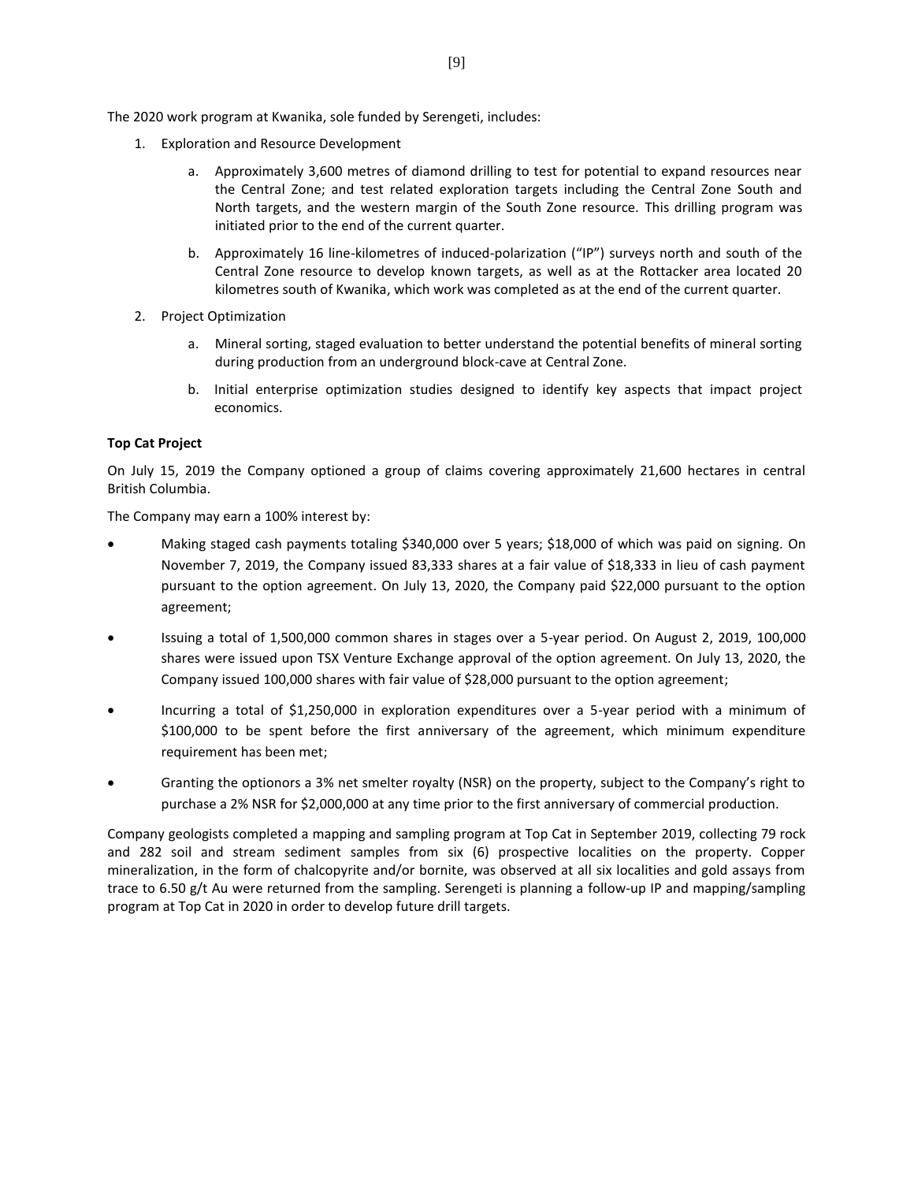The 2020 work program at Kwanika, sole funded by Serengeti, includes:

1. Exploration and Resource Development
   a. Approximately 3,600 metres of diamond drilling to test for potential to expand resources near the Central Zone; and test related exploration targets including the Central Zone South and North targets, and the western margin of the South Zone resource. This drilling program was initiated prior to the end of the current quarter.
   b. Approximately 16 line-kilometres of induced-polarization ("IP") surveys north and south of the Central Zone resource to develop known targets, as well as at the Rottacker area located 20 kilometres south of Kwanika, which work was completed as at the end of the current quarter.
2. Project Optimization
   a. Mineral sorting, staged evaluation to better understand the potential benefits of mineral sorting during production from an underground block-cave at Central Zone.
   b. Initial enterprise optimization studies designed to identify key aspects that impact project economics.

**Top Cat Project**

On July 15, 2019 the Company optioned a group of claims covering approximately 21,600 hectares in central British Columbia.

The Company may earn a 100% interest by:

- Making staged cash payments totaling $340,000 over 5 years; $18,000 of which was paid on signing. On November 7, 2019, the Company issued 83,333 shares at a fair value of $18,333 in lieu of cash payment pursuant to the option agreement. On July 13, 2020, the Company paid $22,000 pursuant to the option agreement;
- Issuing a total of 1,500,000 common shares in stages over a 5-year period. On August 2, 2019, 100,000 shares were issued upon TSX Venture Exchange approval of the option agreement. On July 13, 2020, the Company issued 100,000 shares with fair value of $28,000 pursuant to the option agreement;
- Incurring a total of $1,250,000 in exploration expenditures over a 5-year period with a minimum of $100,000 to be spent before the first anniversary of the agreement, which minimum expenditure requirement has been met;
- Granting the optionors a 3% net smelter royalty (NSR) on the property, subject to the Company's right to purchase a 2% NSR for $2,000,000 at any time prior to the first anniversary of commercial production.

Company geologists completed a mapping and sampling program at Top Cat in September 2019, collecting 79 rock and 282 soil and stream sediment samples from six (6) prospective localities on the property. Copper mineralization, in the form of chalcopyrite and/or bornite, was observed at all six localities and gold assays from trace to 6.50 g/t Au were returned from the sampling. Serengeti is planning a follow-up IP and mapping/sampling program at Top Cat in 2020 in order to develop future drill targets.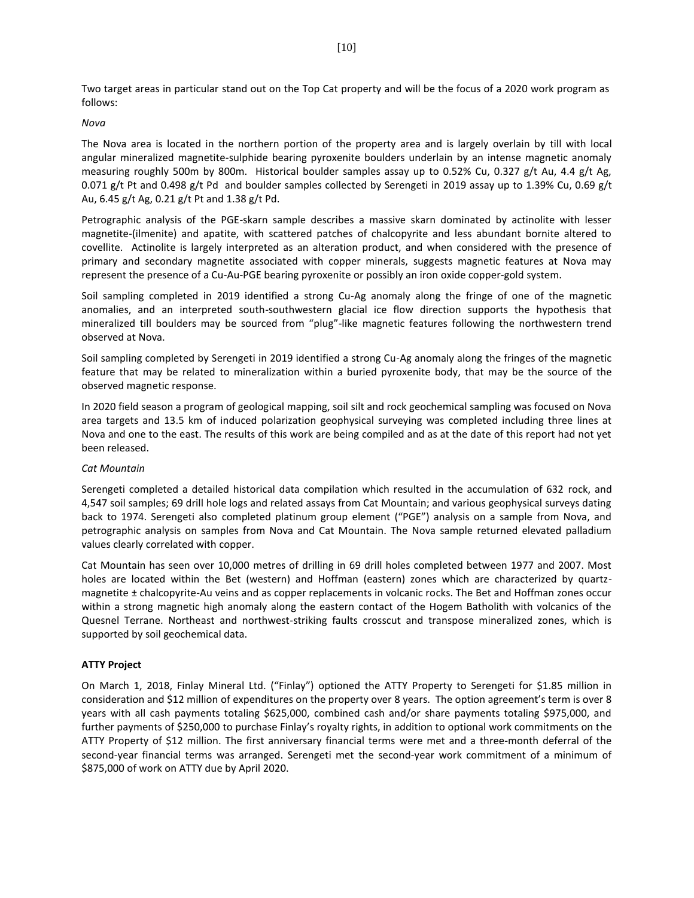Two target areas in particular stand out on the Top Cat property and will be the focus of a 2020 work program as follows:

*Nova*

The Nova area is located in the northern portion of the property area and is largely overlain by till with local angular mineralized magnetite-sulphide bearing pyroxenite boulders underlain by an intense magnetic anomaly measuring roughly 500m by 800m. Historical boulder samples assay up to 0.52% Cu, 0.327 g/t Au, 4.4 g/t Ag, 0.071 g/t Pt and 0.498 g/t Pd and boulder samples collected by Serengeti in 2019 assay up to 1.39% Cu, 0.69 g/t Au, 6.45 g/t Ag, 0.21 g/t Pt and 1.38 g/t Pd.

Petrographic analysis of the PGE-skarn sample describes a massive skarn dominated by actinolite with lesser magnetite-(ilmenite) and apatite, with scattered patches of chalcopyrite and less abundant bornite altered to covellite. Actinolite is largely interpreted as an alteration product, and when considered with the presence of primary and secondary magnetite associated with copper minerals, suggests magnetic features at Nova may represent the presence of a Cu-Au-PGE bearing pyroxenite or possibly an iron oxide copper-gold system.

Soil sampling completed in 2019 identified a strong Cu-Ag anomaly along the fringe of one of the magnetic anomalies, and an interpreted south-southwestern glacial ice flow direction supports the hypothesis that mineralized till boulders may be sourced from "plug"-like magnetic features following the northwestern trend observed at Nova.

Soil sampling completed by Serengeti in 2019 identified a strong Cu-Ag anomaly along the fringes of the magnetic feature that may be related to mineralization within a buried pyroxenite body, that may be the source of the observed magnetic response.

In 2020 field season a program of geological mapping, soil silt and rock geochemical sampling was focused on Nova area targets and 13.5 km of induced polarization geophysical surveying was completed including three lines at Nova and one to the east. The results of this work are being compiled and as at the date of this report had not yet been released.

*Cat Mountain*

Serengeti completed a detailed historical data compilation which resulted in the accumulation of 632 rock, and 4,547 soil samples; 69 drill hole logs and related assays from Cat Mountain; and various geophysical surveys dating back to 1974. Serengeti also completed platinum group element ("PGE") analysis on a sample from Nova, and petrographic analysis on samples from Nova and Cat Mountain. The Nova sample returned elevated palladium values clearly correlated with copper.

Cat Mountain has seen over 10,000 metres of drilling in 69 drill holes completed between 1977 and 2007. Most holes are located within the Bet (western) and Hoffman (eastern) zones which are characterized by quartz-magnetite ± chalcopyrite-Au veins and as copper replacements in volcanic rocks. The Bet and Hoffman zones occur within a strong magnetic high anomaly along the eastern contact of the Hogem Batholith with volcanics of the Quesnel Terrane. Northeast and northwest-striking faults crosscut and transpose mineralized zones, which is supported by soil geochemical data.

**ATTY Project**

On March 1, 2018, Finlay Mineral Ltd. ("Finlay") optioned the ATTY Property to Serengeti for $1.85 million in consideration and $12 million of expenditures on the property over 8 years. The option agreement's term is over 8 years with all cash payments totaling $625,000, combined cash and/or share payments totaling $975,000, and further payments of $250,000 to purchase Finlay's royalty rights, in addition to optional work commitments on the ATTY Property of $12 million. The first anniversary financial terms were met and a three-month deferral of the second-year financial terms was arranged. Serengeti met the second-year work commitment of a minimum of $875,000 of work on ATTY due by April 2020.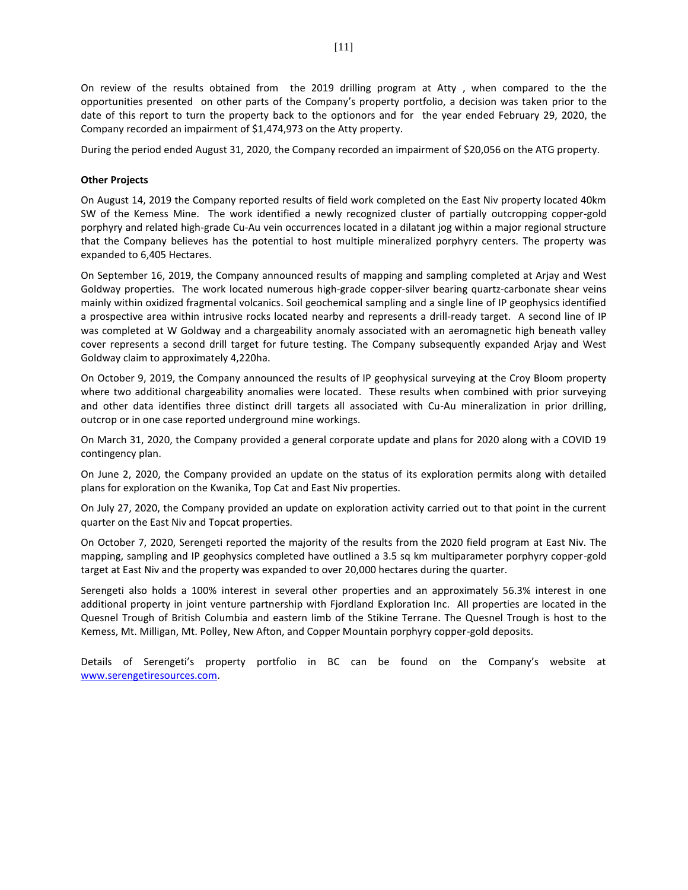On review of the results obtained from the 2019 drilling program at Atty , when compared to the the opportunities presented on other parts of the Company's property portfolio, a decision was taken prior to the date of this report to turn the property back to the optionors and for the year ended February 29, 2020, the Company recorded an impairment of $1,474,973 on the Atty property.

During the period ended August 31, 2020, the Company recorded an impairment of $20,056 on the ATG property.

**Other Projects**

On August 14, 2019 the Company reported results of field work completed on the East Niv property located 40km SW of the Kemess Mine. The work identified a newly recognized cluster of partially outcropping copper-gold porphyry and related high-grade Cu-Au vein occurrences located in a dilatant jog within a major regional structure that the Company believes has the potential to host multiple mineralized porphyry centers. The property was expanded to 6,405 Hectares.

On September 16, 2019, the Company announced results of mapping and sampling completed at Arjay and West Goldway properties. The work located numerous high-grade copper-silver bearing quartz-carbonate shear veins mainly within oxidized fragmental volcanics. Soil geochemical sampling and a single line of IP geophysics identified a prospective area within intrusive rocks located nearby and represents a drill-ready target. A second line of IP was completed at W Goldway and a chargeability anomaly associated with an aeromagnetic high beneath valley cover represents a second drill target for future testing. The Company subsequently expanded Arjay and West Goldway claim to approximately 4,220ha.

On October 9, 2019, the Company announced the results of IP geophysical surveying at the Croy Bloom property where two additional chargeability anomalies were located. These results when combined with prior surveying and other data identifies three distinct drill targets all associated with Cu-Au mineralization in prior drilling, outcrop or in one case reported underground mine workings.

On March 31, 2020, the Company provided a general corporate update and plans for 2020 along with a COVID 19 contingency plan.

On June 2, 2020, the Company provided an update on the status of its exploration permits along with detailed plans for exploration on the Kwanika, Top Cat and East Niv properties.

On July 27, 2020, the Company provided an update on exploration activity carried out to that point in the current quarter on the East Niv and Topcat properties.

On October 7, 2020, Serengeti reported the majority of the results from the 2020 field program at East Niv. The mapping, sampling and IP geophysics completed have outlined a 3.5 sq km multiparameter porphyry copper-gold target at East Niv and the property was expanded to over 20,000 hectares during the quarter.

Serengeti also holds a 100% interest in several other properties and an approximately 56.3% interest in one additional property in joint venture partnership with Fjordland Exploration Inc. All properties are located in the Quesnel Trough of British Columbia and eastern limb of the Stikine Terrane. The Quesnel Trough is host to the Kemess, Mt. Milligan, Mt. Polley, New Afton, and Copper Mountain porphyry copper-gold deposits.

Details of Serengeti's property portfolio in BC can be found on the Company's website at www.serengetiresources.com.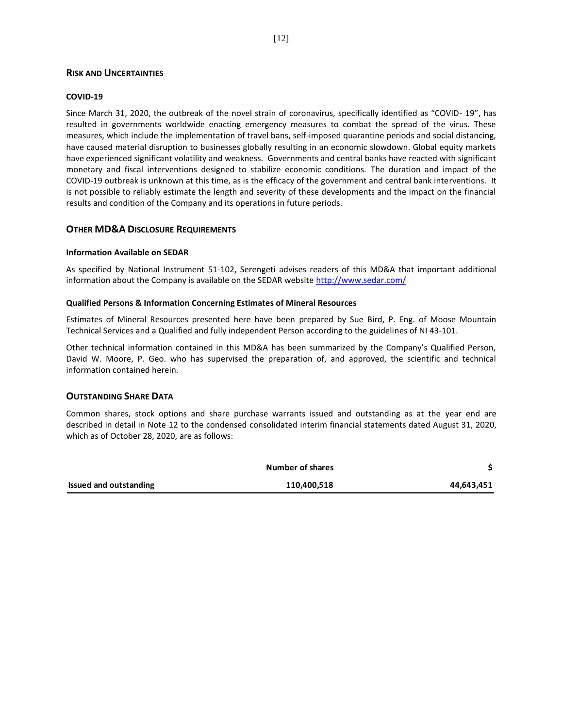## Risk and Uncertainties

### COVID-19

Since March 31, 2020, the outbreak of the novel strain of coronavirus, specifically identified as "COVID- 19", has resulted in governments worldwide enacting emergency measures to combat the spread of the virus. These measures, which include the implementation of travel bans, self-imposed quarantine periods and social distancing, have caused material disruption to businesses globally resulting in an economic slowdown. Global equity markets have experienced significant volatility and weakness. Governments and central banks have reacted with significant monetary and fiscal interventions designed to stabilize economic conditions. The duration and impact of the COVID-19 outbreak is unknown at this time, as is the efficacy of the government and central bank interventions. It is not possible to reliably estimate the length and severity of these developments and the impact on the financial results and condition of the Company and its operations in future periods.

## Other MD&A Disclosure Requirements

### Information Available on SEDAR

As specified by National Instrument 51-102, Serengeti advises readers of this MD&A that important additional information about the Company is available on the SEDAR website http://www.sedar.com/

### Qualified Persons & Information Concerning Estimates of Mineral Resources

Estimates of Mineral Resources presented here have been prepared by Sue Bird, P. Eng. of Moose Mountain Technical Services and a Qualified and fully independent Person according to the guidelines of NI 43-101.

Other technical information contained in this MD&A has been summarized by the Company's Qualified Person, David W. Moore, P. Geo. who has supervised the preparation of, and approved, the scientific and technical information contained herein.

## Outstanding Share Data

Common shares, stock options and share purchase warrants issued and outstanding as at the year end are described in detail in Note 12 to the condensed consolidated interim financial statements dated August 31, 2020, which as of October 28, 2020, are as follows:

| | Number of shares | $ |
|---|---|---|
| **Issued and outstanding** | **110,400,518** | **44,643,451** |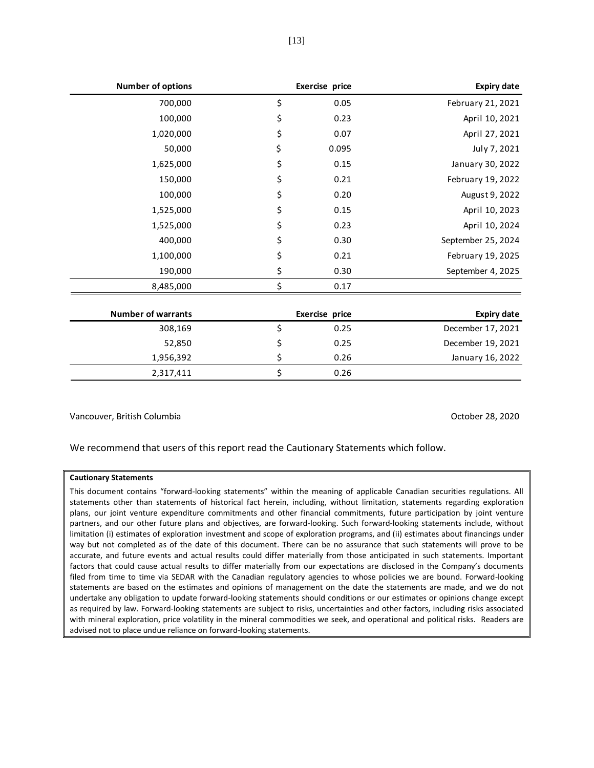| Number of options | Exercise price | Expiry date |
|---|---|---|
| 700,000 | $ 0.05 | February 21, 2021 |
| 100,000 | $ 0.23 | April 10, 2021 |
| 1,020,000 | $ 0.07 | April 27, 2021 |
| 50,000 | $ 0.095 | July 7, 2021 |
| 1,625,000 | $ 0.15 | January 30, 2022 |
| 150,000 | $ 0.21 | February 19, 2022 |
| 100,000 | $ 0.20 | August 9, 2022 |
| 1,525,000 | $ 0.15 | April 10, 2023 |
| 1,525,000 | $ 0.23 | April 10, 2024 |
| 400,000 | $ 0.30 | September 25, 2024 |
| 1,100,000 | $ 0.21 | February 19, 2025 |
| 190,000 | $ 0.30 | September 4, 2025 |
| 8,485,000 | $ 0.17 | |

| Number of warrants | Exercise price | Expiry date |
|---|---|---|
| 308,169 | $ 0.25 | December 17, 2021 |
| 52,850 | $ 0.25 | December 19, 2021 |
| 1,956,392 | $ 0.26 | January 16, 2022 |
| 2,317,411 | $ 0.26 | |

Vancouver, British Columbia

October 28, 2020

We recommend that users of this report read the Cautionary Statements which follow.

**Cautionary Statements**

This document contains "forward-looking statements" within the meaning of applicable Canadian securities regulations. All statements other than statements of historical fact herein, including, without limitation, statements regarding exploration plans, our joint venture expenditure commitments and other financial commitments, future participation by joint venture partners, and our other future plans and objectives, are forward-looking. Such forward-looking statements include, without limitation (i) estimates of exploration investment and scope of exploration programs, and (ii) estimates about financings under way but not completed as of the date of this document. There can be no assurance that such statements will prove to be accurate, and future events and actual results could differ materially from those anticipated in such statements. Important factors that could cause actual results to differ materially from our expectations are disclosed in the Company's documents filed from time to time via SEDAR with the Canadian regulatory agencies to whose policies we are bound. Forward-looking statements are based on the estimates and opinions of management on the date the statements are made, and we do not undertake any obligation to update forward-looking statements should conditions or our estimates or opinions change except as required by law. Forward-looking statements are subject to risks, uncertainties and other factors, including risks associated with mineral exploration, price volatility in the mineral commodities we seek, and operational and political risks. Readers are advised not to place undue reliance on forward-looking statements.